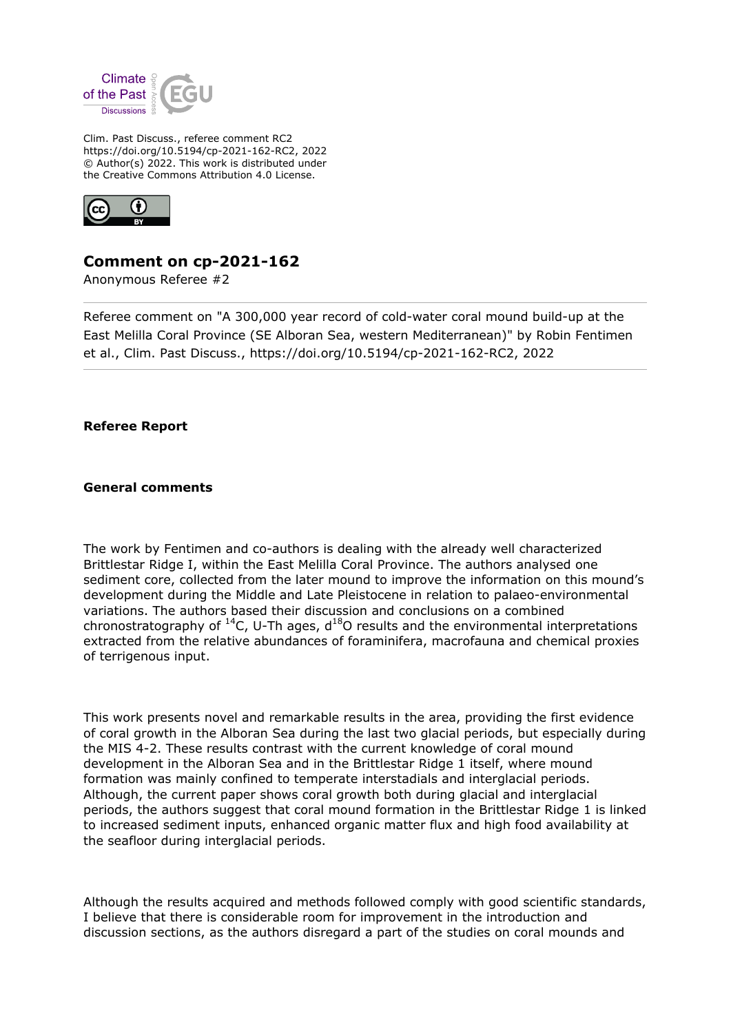Clim. Past Discuss., referee comment RC2
https://doi.org/10.5194/cp-2021-162-RC2, 2022
© Author(s) 2022. This work is distributed under
the Creative Commons Attribution 4.0 License.

# Comment on cp-2021-162

Anonymous Referee #2

---

Referee comment on "A 300,000 year record of cold-water coral mound build-up at the East Melilla Coral Province (SE Alboran Sea, western Mediterranean)" by Robin Fentimen et al., Clim. Past Discuss., https://doi.org/10.5194/cp-2021-162-RC2, 2022

---

**Referee Report**

**General comments**

The work by Fentimen and co-authors is dealing with the already well characterized Brittlestar Ridge I, within the East Melilla Coral Province. The authors analysed one sediment core, collected from the later mound to improve the information on this mound's development during the Middle and Late Pleistocene in relation to palaeo-environmental variations. The authors based their discussion and conclusions on a combined chronostratography of $^{14}C$, U-Th ages, $d^{18}O$ results and the environmental interpretations extracted from the relative abundances of foraminifera, macrofauna and chemical proxies of terrigenous input.

This work presents novel and remarkable results in the area, providing the first evidence of coral growth in the Alboran Sea during the last two glacial periods, but especially during the MIS 4-2. These results contrast with the current knowledge of coral mound development in the Alboran Sea and in the Brittlestar Ridge 1 itself, where mound formation was mainly confined to temperate interstadials and interglacial periods. Although, the current paper shows coral growth both during glacial and interglacial periods, the authors suggest that coral mound formation in the Brittlestar Ridge 1 is linked to increased sediment inputs, enhanced organic matter flux and high food availability at the seafloor during interglacial periods.

Although the results acquired and methods followed comply with good scientific standards, I believe that there is considerable room for improvement in the introduction and discussion sections, as the authors disregard a part of the studies on coral mounds and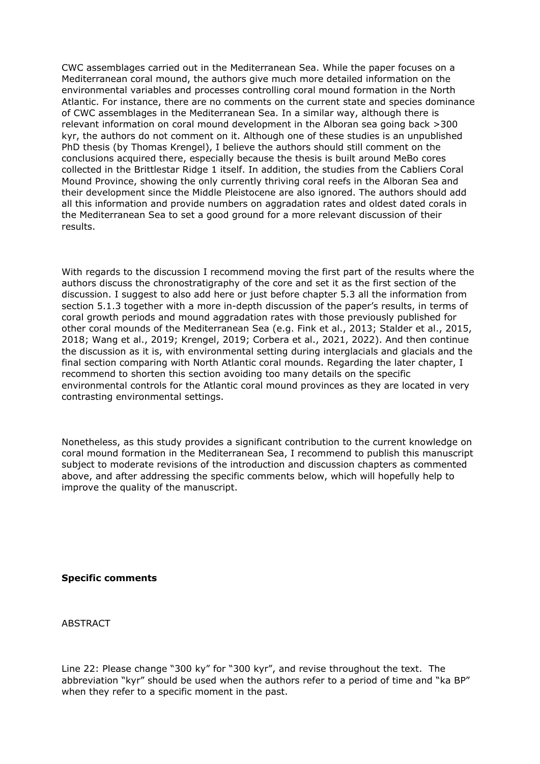CWC assemblages carried out in the Mediterranean Sea. While the paper focuses on a Mediterranean coral mound, the authors give much more detailed information on the environmental variables and processes controlling coral mound formation in the North Atlantic. For instance, there are no comments on the current state and species dominance of CWC assemblages in the Mediterranean Sea. In a similar way, although there is relevant information on coral mound development in the Alboran sea going back >300 kyr, the authors do not comment on it. Although one of these studies is an unpublished PhD thesis (by Thomas Krengel), I believe the authors should still comment on the conclusions acquired there, especially because the thesis is built around MeBo cores collected in the Brittlestar Ridge 1 itself. In addition, the studies from the Cabliers Coral Mound Province, showing the only currently thriving coral reefs in the Alboran Sea and their development since the Middle Pleistocene are also ignored. The authors should add all this information and provide numbers on aggradation rates and oldest dated corals in the Mediterranean Sea to set a good ground for a more relevant discussion of their results.

With regards to the discussion I recommend moving the first part of the results where the authors discuss the chronostratigraphy of the core and set it as the first section of the discussion. I suggest to also add here or just before chapter 5.3 all the information from section 5.1.3 together with a more in-depth discussion of the paper's results, in terms of coral growth periods and mound aggradation rates with those previously published for other coral mounds of the Mediterranean Sea (e.g. Fink et al., 2013; Stalder et al., 2015, 2018; Wang et al., 2019; Krengel, 2019; Corbera et al., 2021, 2022). And then continue the discussion as it is, with environmental setting during interglacials and glacials and the final section comparing with North Atlantic coral mounds. Regarding the later chapter, I recommend to shorten this section avoiding too many details on the specific environmental controls for the Atlantic coral mound provinces as they are located in very contrasting environmental settings.

Nonetheless, as this study provides a significant contribution to the current knowledge on coral mound formation in the Mediterranean Sea, I recommend to publish this manuscript subject to moderate revisions of the introduction and discussion chapters as commented above, and after addressing the specific comments below, which will hopefully help to improve the quality of the manuscript.

**Specific comments**

ABSTRACT

Line 22: Please change "300 ky" for "300 kyr", and revise throughout the text. The abbreviation "kyr" should be used when the authors refer to a period of time and "ka BP" when they refer to a specific moment in the past.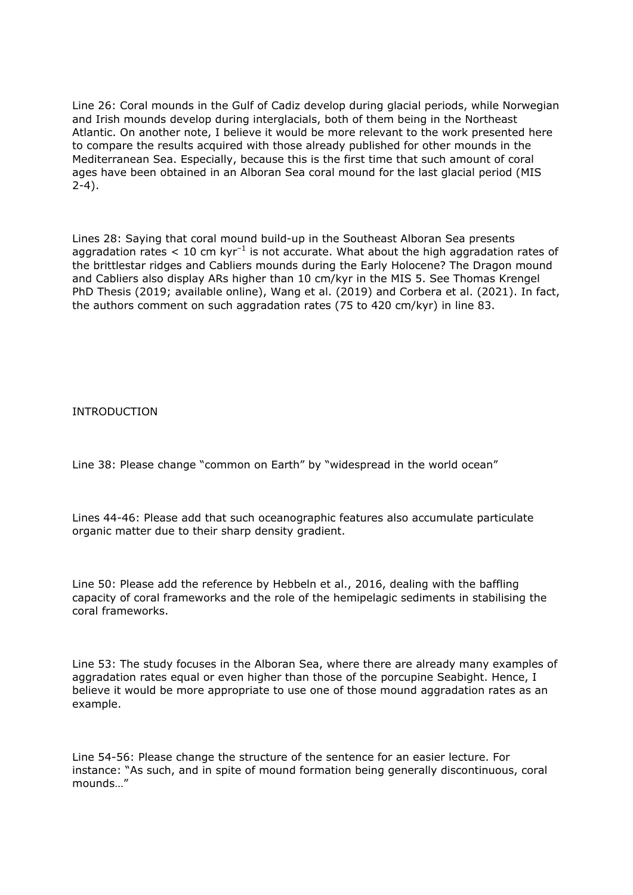Line 26: Coral mounds in the Gulf of Cadiz develop during glacial periods, while Norwegian and Irish mounds develop during interglacials, both of them being in the Northeast Atlantic. On another note, I believe it would be more relevant to the work presented here to compare the results acquired with those already published for other mounds in the Mediterranean Sea. Especially, because this is the first time that such amount of coral ages have been obtained in an Alboran Sea coral mound for the last glacial period (MIS 2-4).

Lines 28: Saying that coral mound build-up in the Southeast Alboran Sea presents aggradation rates < 10 cm $kyr^{-1}$ is not accurate. What about the high aggradation rates of the brittlestar ridges and Cabliers mounds during the Early Holocene? The Dragon mound and Cabliers also display ARs higher than 10 cm/kyr in the MIS 5. See Thomas Krengel PhD Thesis (2019; available online), Wang et al. (2019) and Corbera et al. (2021). In fact, the authors comment on such aggradation rates (75 to 420 cm/kyr) in line 83.

INTRODUCTION

Line 38: Please change "common on Earth" by "widespread in the world ocean"

Lines 44-46: Please add that such oceanographic features also accumulate particulate organic matter due to their sharp density gradient.

Line 50: Please add the reference by Hebbeln et al., 2016, dealing with the baffling capacity of coral frameworks and the role of the hemipelagic sediments in stabilising the coral frameworks.

Line 53: The study focuses in the Alboran Sea, where there are already many examples of aggradation rates equal or even higher than those of the porcupine Seabight. Hence, I believe it would be more appropriate to use one of those mound aggradation rates as an example.

Line 54-56: Please change the structure of the sentence for an easier lecture. For instance: "As such, and in spite of mound formation being generally discontinuous, coral mounds…"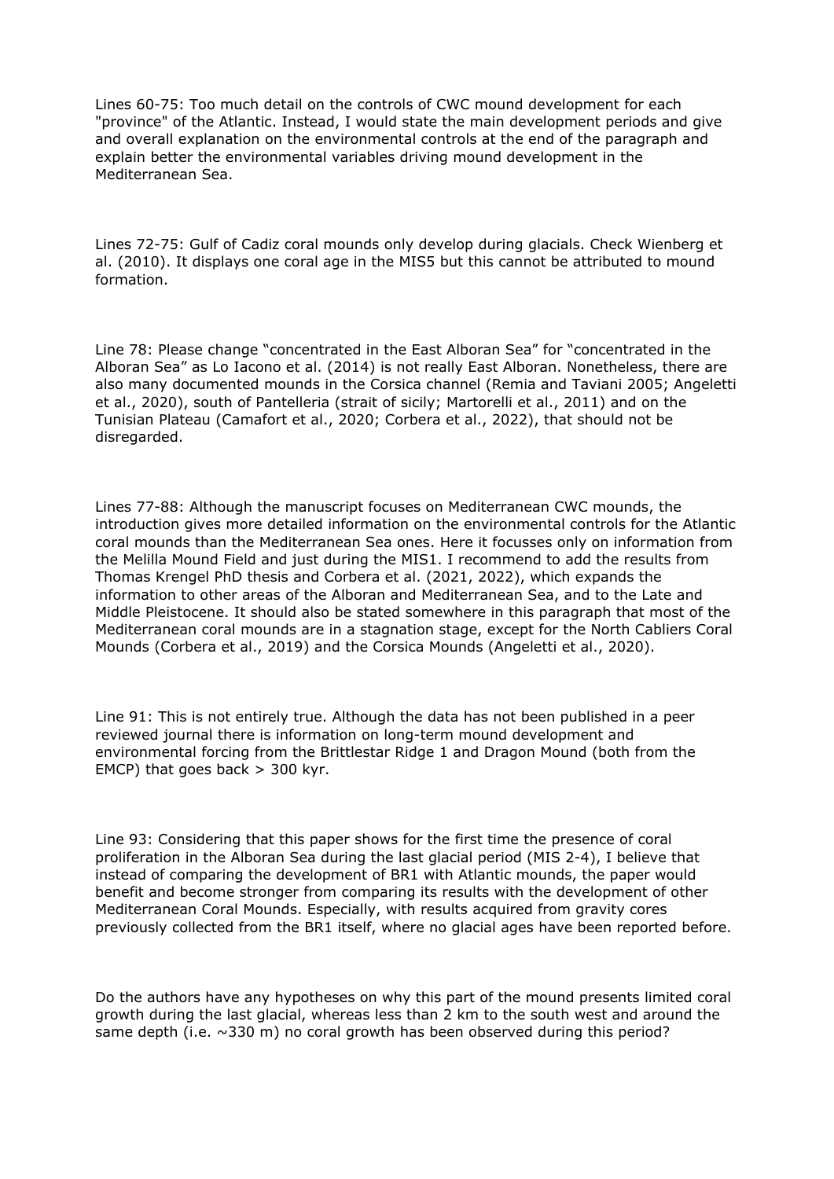Lines 60-75: Too much detail on the controls of CWC mound development for each "province" of the Atlantic. Instead, I would state the main development periods and give and overall explanation on the environmental controls at the end of the paragraph and explain better the environmental variables driving mound development in the Mediterranean Sea.

Lines 72-75: Gulf of Cadiz coral mounds only develop during glacials. Check Wienberg et al. (2010). It displays one coral age in the MIS5 but this cannot be attributed to mound formation.

Line 78: Please change "concentrated in the East Alboran Sea" for "concentrated in the Alboran Sea" as Lo Iacono et al. (2014) is not really East Alboran. Nonetheless, there are also many documented mounds in the Corsica channel (Remia and Taviani 2005; Angeletti et al., 2020), south of Pantelleria (strait of sicily; Martorelli et al., 2011) and on the Tunisian Plateau (Camafort et al., 2020; Corbera et al., 2022), that should not be disregarded.

Lines 77-88: Although the manuscript focuses on Mediterranean CWC mounds, the introduction gives more detailed information on the environmental controls for the Atlantic coral mounds than the Mediterranean Sea ones. Here it focusses only on information from the Melilla Mound Field and just during the MIS1. I recommend to add the results from Thomas Krengel PhD thesis and Corbera et al. (2021, 2022), which expands the information to other areas of the Alboran and Mediterranean Sea, and to the Late and Middle Pleistocene. It should also be stated somewhere in this paragraph that most of the Mediterranean coral mounds are in a stagnation stage, except for the North Cabliers Coral Mounds (Corbera et al., 2019) and the Corsica Mounds (Angeletti et al., 2020).

Line 91: This is not entirely true. Although the data has not been published in a peer reviewed journal there is information on long-term mound development and environmental forcing from the Brittlestar Ridge 1 and Dragon Mound (both from the EMCP) that goes back > 300 kyr.

Line 93: Considering that this paper shows for the first time the presence of coral proliferation in the Alboran Sea during the last glacial period (MIS 2-4), I believe that instead of comparing the development of BR1 with Atlantic mounds, the paper would benefit and become stronger from comparing its results with the development of other Mediterranean Coral Mounds. Especially, with results acquired from gravity cores previously collected from the BR1 itself, where no glacial ages have been reported before.

Do the authors have any hypotheses on why this part of the mound presents limited coral growth during the last glacial, whereas less than 2 km to the south west and around the same depth (i.e. ~330 m) no coral growth has been observed during this period?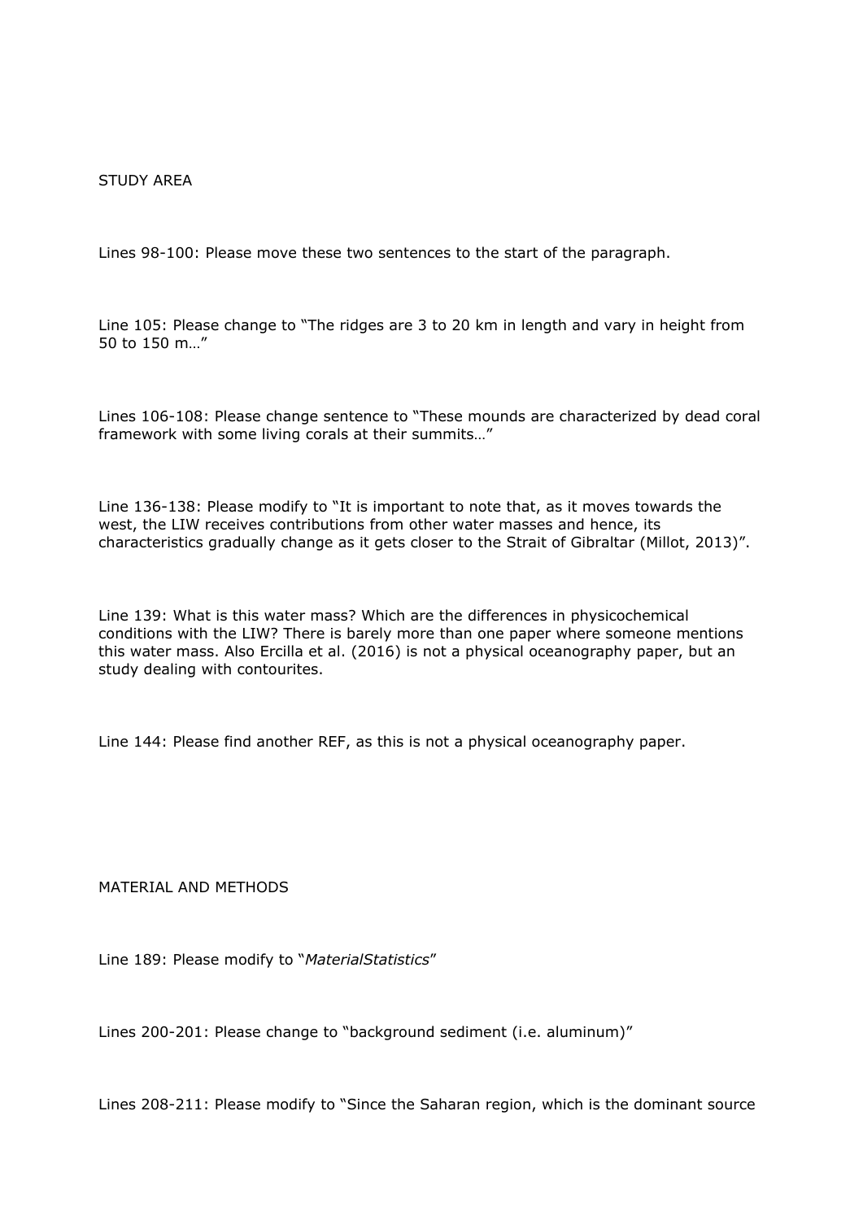STUDY AREA

Lines 98-100: Please move these two sentences to the start of the paragraph.

Line 105: Please change to "The ridges are 3 to 20 km in length and vary in height from 50 to 150 m…"

Lines 106-108: Please change sentence to "These mounds are characterized by dead coral framework with some living corals at their summits…"

Line 136-138: Please modify to "It is important to note that, as it moves towards the west, the LIW receives contributions from other water masses and hence, its characteristics gradually change as it gets closer to the Strait of Gibraltar (Millot, 2013)".

Line 139: What is this water mass? Which are the differences in physicochemical conditions with the LIW? There is barely more than one paper where someone mentions this water mass. Also Ercilla et al. (2016) is not a physical oceanography paper, but an study dealing with contourites.

Line 144: Please find another REF, as this is not a physical oceanography paper.

MATERIAL AND METHODS

Line 189: Please modify to "*MaterialStatistics*"

Lines 200-201: Please change to "background sediment (i.e. aluminum)"

Lines 208-211: Please modify to "Since the Saharan region, which is the dominant source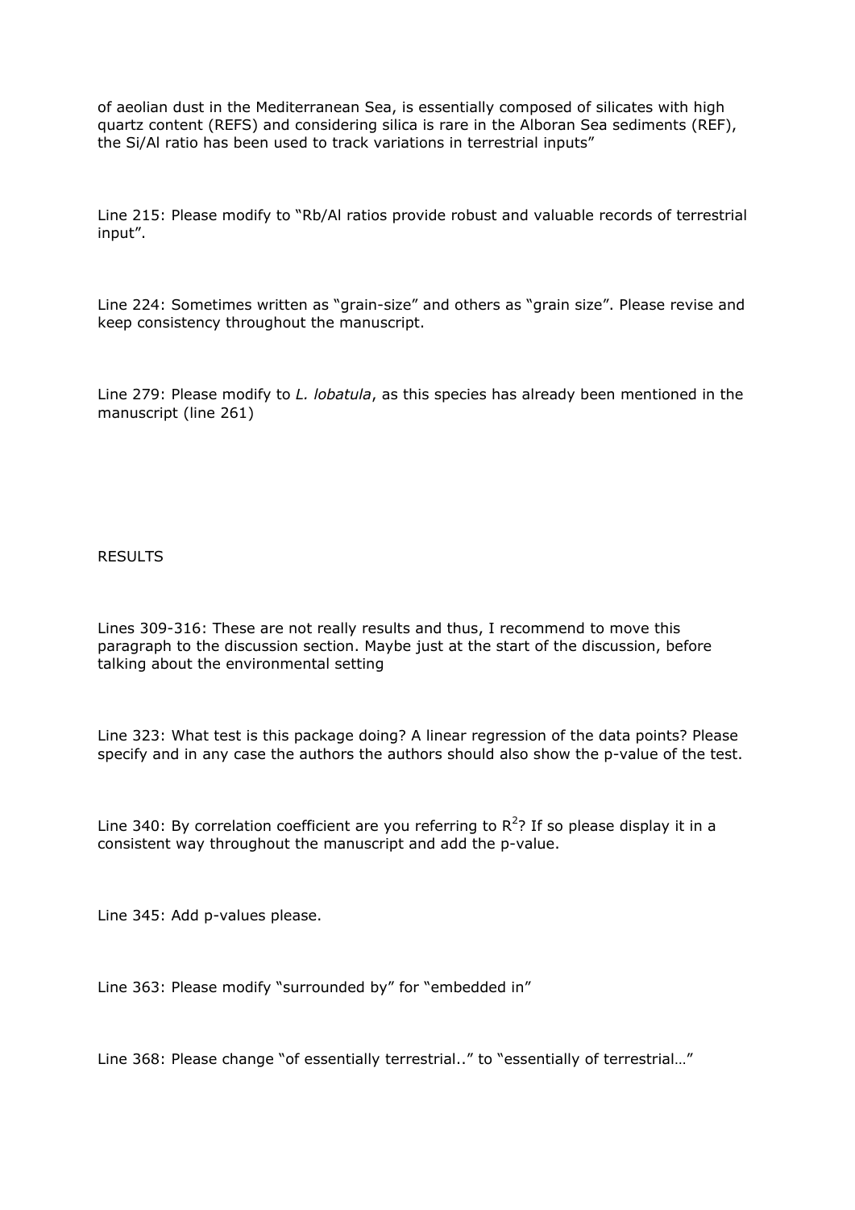of aeolian dust in the Mediterranean Sea, is essentially composed of silicates with high quartz content (REFS) and considering silica is rare in the Alboran Sea sediments (REF), the Si/Al ratio has been used to track variations in terrestrial inputs"

Line 215: Please modify to "Rb/Al ratios provide robust and valuable records of terrestrial input".

Line 224: Sometimes written as "grain-size" and others as "grain size". Please revise and keep consistency throughout the manuscript.

Line 279: Please modify to *L. lobatula*, as this species has already been mentioned in the manuscript (line 261)

RESULTS

Lines 309-316: These are not really results and thus, I recommend to move this paragraph to the discussion section. Maybe just at the start of the discussion, before talking about the environmental setting

Line 323: What test is this package doing? A linear regression of the data points? Please specify and in any case the authors the authors should also show the p-value of the test.

Line 340: By correlation coefficient are you referring to $R^2$? If so please display it in a consistent way throughout the manuscript and add the p-value.

Line 345: Add p-values please.

Line 363: Please modify "surrounded by" for "embedded in"

Line 368: Please change "of essentially terrestrial.." to "essentially of terrestrial…"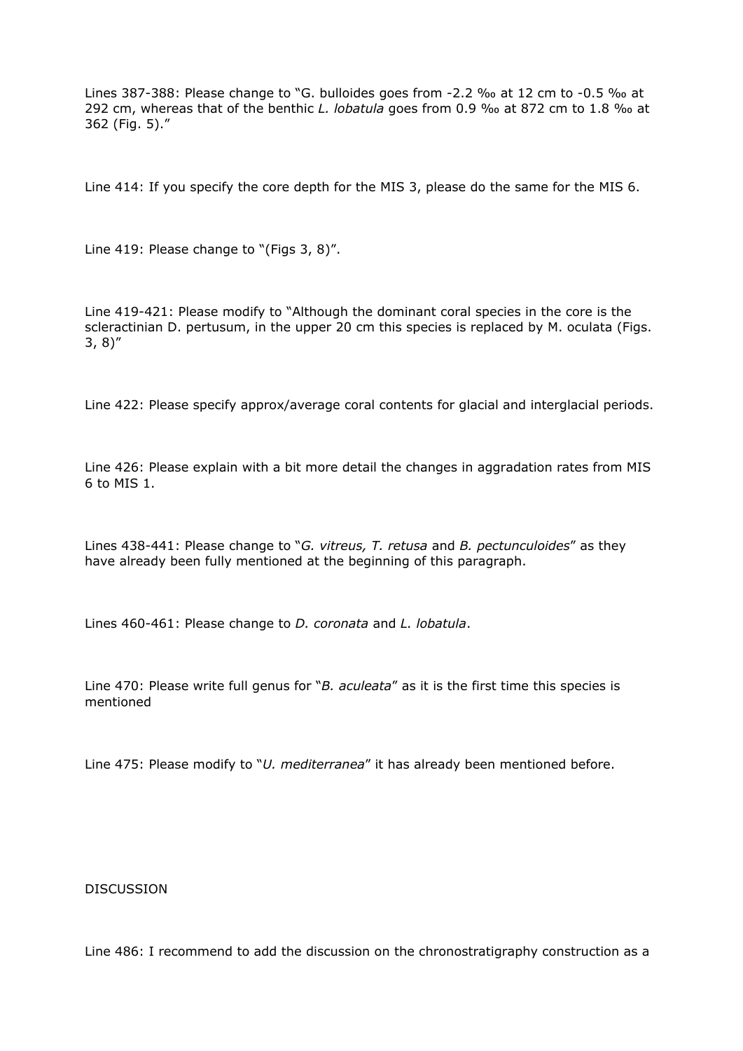Lines 387-388: Please change to "G. bulloides goes from -2.2 ‰ at 12 cm to -0.5 ‰ at 292 cm, whereas that of the benthic *L. lobatula* goes from 0.9 ‰ at 872 cm to 1.8 ‰ at 362 (Fig. 5)."

Line 414: If you specify the core depth for the MIS 3, please do the same for the MIS 6.

Line 419: Please change to "(Figs 3, 8)".

Line 419-421: Please modify to "Although the dominant coral species in the core is the scleractinian D. pertusum, in the upper 20 cm this species is replaced by M. oculata (Figs. 3, 8)"

Line 422: Please specify approx/average coral contents for glacial and interglacial periods.

Line 426: Please explain with a bit more detail the changes in aggradation rates from MIS 6 to MIS 1.

Lines 438-441: Please change to "*G. vitreus, T. retusa* and *B. pectunculoides*" as they have already been fully mentioned at the beginning of this paragraph.

Lines 460-461: Please change to *D. coronata* and *L. lobatula*.

Line 470: Please write full genus for "*B. aculeata*" as it is the first time this species is mentioned

Line 475: Please modify to "*U. mediterranea*" it has already been mentioned before.

DISCUSSION

Line 486: I recommend to add the discussion on the chronostratigraphy construction as a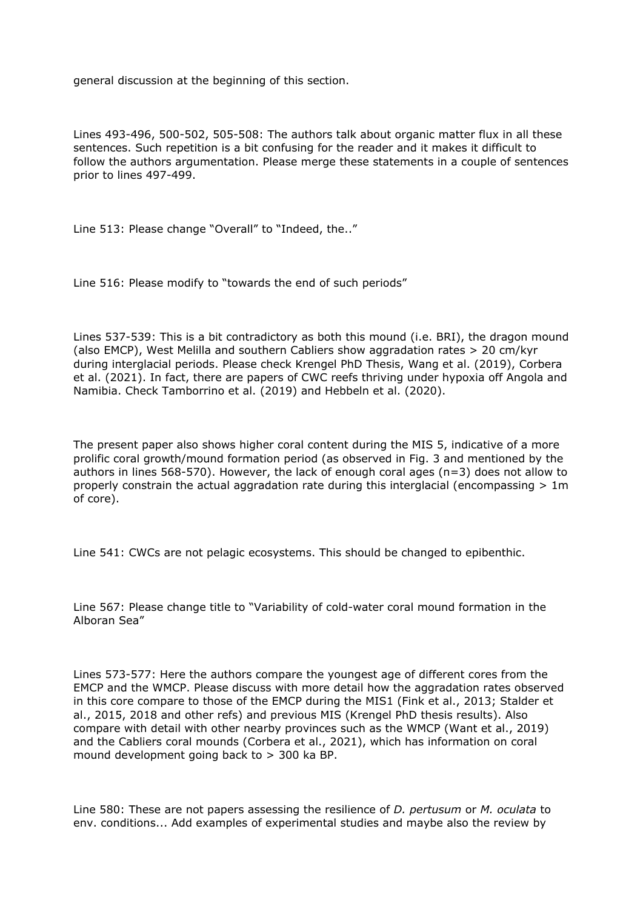general discussion at the beginning of this section.

Lines 493-496, 500-502, 505-508: The authors talk about organic matter flux in all these sentences. Such repetition is a bit confusing for the reader and it makes it difficult to follow the authors argumentation. Please merge these statements in a couple of sentences prior to lines 497-499.

Line 513: Please change "Overall" to "Indeed, the.."

Line 516: Please modify to "towards the end of such periods"

Lines 537-539: This is a bit contradictory as both this mound (i.e. BRI), the dragon mound (also EMCP), West Melilla and southern Cabliers show aggradation rates > 20 cm/kyr during interglacial periods. Please check Krengel PhD Thesis, Wang et al. (2019), Corbera et al. (2021). In fact, there are papers of CWC reefs thriving under hypoxia off Angola and Namibia. Check Tamborrino et al. (2019) and Hebbeln et al. (2020).

The present paper also shows higher coral content during the MIS 5, indicative of a more prolific coral growth/mound formation period (as observed in Fig. 3 and mentioned by the authors in lines 568-570). However, the lack of enough coral ages (n=3) does not allow to properly constrain the actual aggradation rate during this interglacial (encompassing > 1m of core).

Line 541: CWCs are not pelagic ecosystems. This should be changed to epibenthic.

Line 567: Please change title to "Variability of cold-water coral mound formation in the Alboran Sea"

Lines 573-577: Here the authors compare the youngest age of different cores from the EMCP and the WMCP. Please discuss with more detail how the aggradation rates observed in this core compare to those of the EMCP during the MIS1 (Fink et al., 2013; Stalder et al., 2015, 2018 and other refs) and previous MIS (Krengel PhD thesis results). Also compare with detail with other nearby provinces such as the WMCP (Want et al., 2019) and the Cabliers coral mounds (Corbera et al., 2021), which has information on coral mound development going back to > 300 ka BP.

Line 580: These are not papers assessing the resilience of *D. pertusum* or *M. oculata* to env. conditions... Add examples of experimental studies and maybe also the review by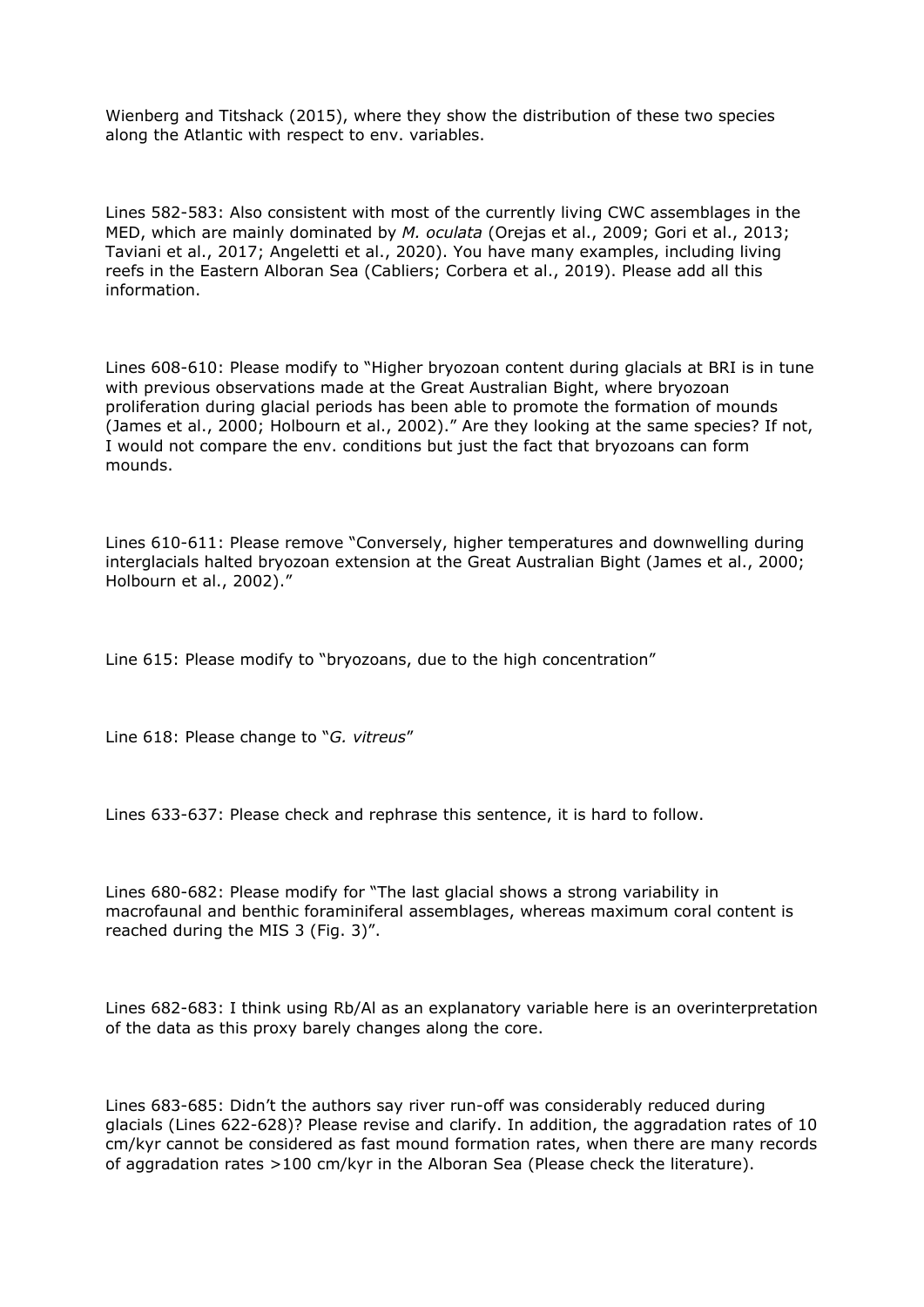Wienberg and Titshack (2015), where they show the distribution of these two species along the Atlantic with respect to env. variables.

Lines 582-583: Also consistent with most of the currently living CWC assemblages in the MED, which are mainly dominated by *M. oculata* (Orejas et al., 2009; Gori et al., 2013; Taviani et al., 2017; Angeletti et al., 2020). You have many examples, including living reefs in the Eastern Alboran Sea (Cabliers; Corbera et al., 2019). Please add all this information.

Lines 608-610: Please modify to "Higher bryozoan content during glacials at BRI is in tune with previous observations made at the Great Australian Bight, where bryozoan proliferation during glacial periods has been able to promote the formation of mounds (James et al., 2000; Holbourn et al., 2002)." Are they looking at the same species? If not, I would not compare the env. conditions but just the fact that bryozoans can form mounds.

Lines 610-611: Please remove "Conversely, higher temperatures and downwelling during interglacials halted bryozoan extension at the Great Australian Bight (James et al., 2000; Holbourn et al., 2002)."

Line 615: Please modify to "bryozoans, due to the high concentration"

Line 618: Please change to "*G. vitreus*"

Lines 633-637: Please check and rephrase this sentence, it is hard to follow.

Lines 680-682: Please modify for "The last glacial shows a strong variability in macrofaunal and benthic foraminiferal assemblages, whereas maximum coral content is reached during the MIS 3 (Fig. 3)".

Lines 682-683: I think using Rb/Al as an explanatory variable here is an overinterpretation of the data as this proxy barely changes along the core.

Lines 683-685: Didn't the authors say river run-off was considerably reduced during glacials (Lines 622-628)? Please revise and clarify. In addition, the aggradation rates of 10 cm/kyr cannot be considered as fast mound formation rates, when there are many records of aggradation rates >100 cm/kyr in the Alboran Sea (Please check the literature).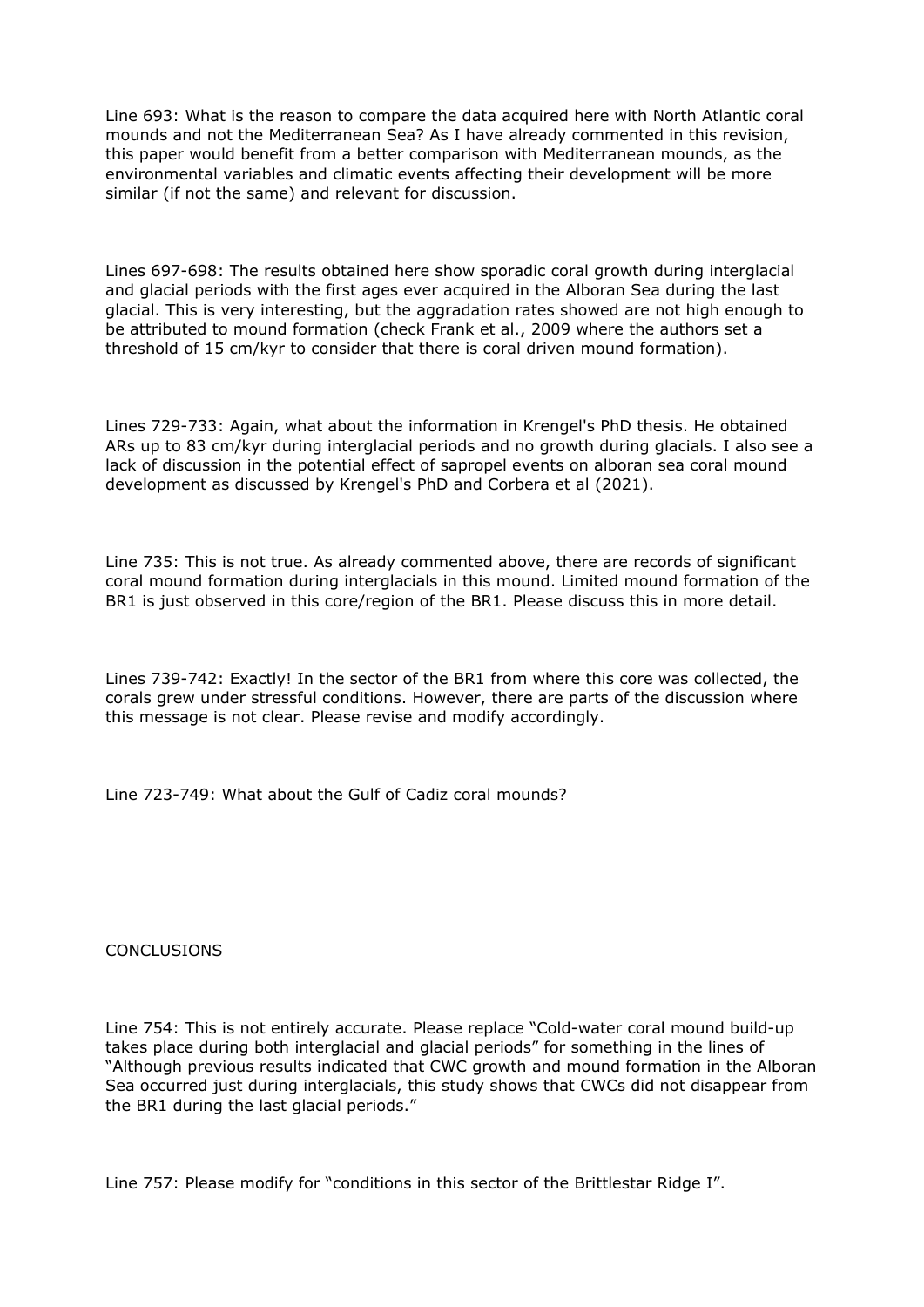Line 693: What is the reason to compare the data acquired here with North Atlantic coral mounds and not the Mediterranean Sea? As I have already commented in this revision, this paper would benefit from a better comparison with Mediterranean mounds, as the environmental variables and climatic events affecting their development will be more similar (if not the same) and relevant for discussion.

Lines 697-698: The results obtained here show sporadic coral growth during interglacial and glacial periods with the first ages ever acquired in the Alboran Sea during the last glacial. This is very interesting, but the aggradation rates showed are not high enough to be attributed to mound formation (check Frank et al., 2009 where the authors set a threshold of 15 cm/kyr to consider that there is coral driven mound formation).

Lines 729-733: Again, what about the information in Krengel's PhD thesis. He obtained ARs up to 83 cm/kyr during interglacial periods and no growth during glacials. I also see a lack of discussion in the potential effect of sapropel events on alboran sea coral mound development as discussed by Krengel's PhD and Corbera et al (2021).

Line 735: This is not true. As already commented above, there are records of significant coral mound formation during interglacials in this mound. Limited mound formation of the BR1 is just observed in this core/region of the BR1. Please discuss this in more detail.

Lines 739-742: Exactly! In the sector of the BR1 from where this core was collected, the corals grew under stressful conditions. However, there are parts of the discussion where this message is not clear. Please revise and modify accordingly.

Line 723-749: What about the Gulf of Cadiz coral mounds?

CONCLUSIONS

Line 754: This is not entirely accurate. Please replace "Cold-water coral mound build-up takes place during both interglacial and glacial periods" for something in the lines of "Although previous results indicated that CWC growth and mound formation in the Alboran Sea occurred just during interglacials, this study shows that CWCs did not disappear from the BR1 during the last glacial periods."

Line 757: Please modify for "conditions in this sector of the Brittlestar Ridge I".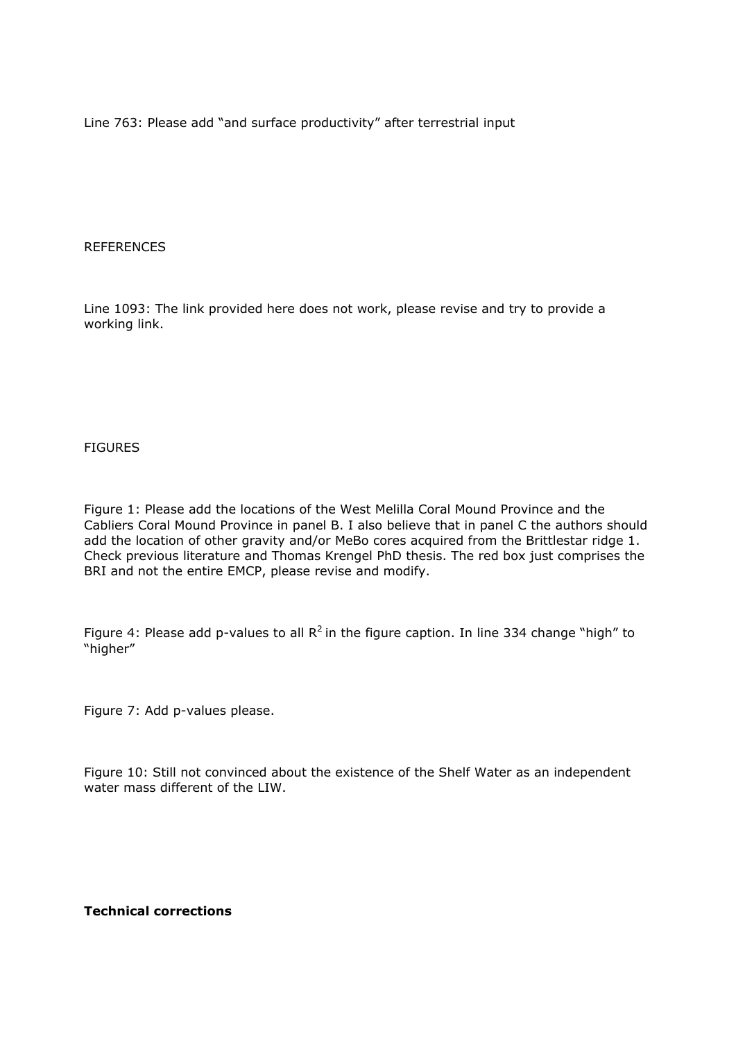Line 763: Please add "and surface productivity" after terrestrial input

REFERENCES

Line 1093: The link provided here does not work, please revise and try to provide a working link.

FIGURES

Figure 1: Please add the locations of the West Melilla Coral Mound Province and the Cabliers Coral Mound Province in panel B. I also believe that in panel C the authors should add the location of other gravity and/or MeBo cores acquired from the Brittlestar ridge 1. Check previous literature and Thomas Krengel PhD thesis. The red box just comprises the BRI and not the entire EMCP, please revise and modify.

Figure 4: Please add p-values to all $R^2$ in the figure caption. In line 334 change "high" to "higher"

Figure 7: Add p-values please.

Figure 10: Still not convinced about the existence of the Shelf Water as an independent water mass different of the LIW.

**Technical corrections**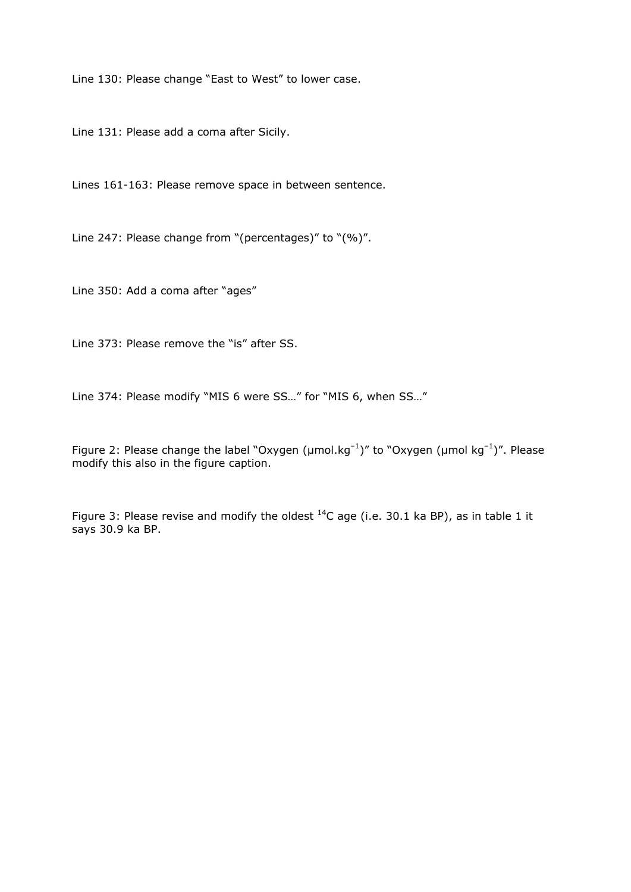Line 130: Please change “East to West” to lower case.

Line 131: Please add a coma after Sicily.

Lines 161-163: Please remove space in between sentence.

Line 247: Please change from “(percentages)” to “(%)”.

Line 350: Add a coma after “ages”

Line 373: Please remove the “is” after SS.

Line 374: Please modify “MIS 6 were SS…” for “MIS 6, when SS…”

Figure 2: Please change the label “Oxygen (µmol.kg$^{-1}$)” to “Oxygen (µmol kg$^{-1}$)”. Please modify this also in the figure caption.

Figure 3: Please revise and modify the oldest $^{14}$C age (i.e. 30.1 ka BP), as in table 1 it says 30.9 ka BP.